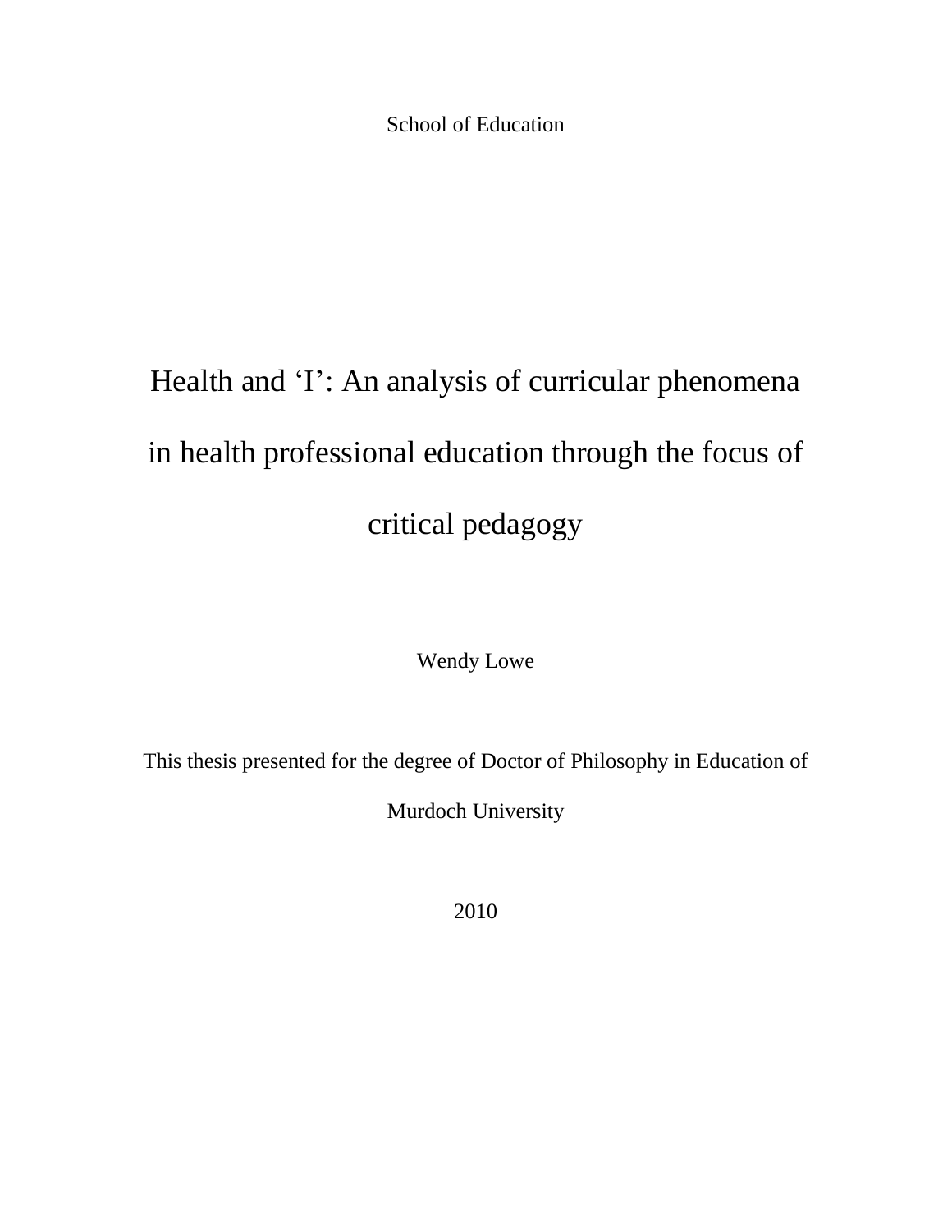School of Education

# Health and ‘I’: An analysis of curricular phenomena in health professional education through the focus of critical pedagogy

Wendy Lowe

This thesis presented for the degree of Doctor of Philosophy in Education of Murdoch University

2010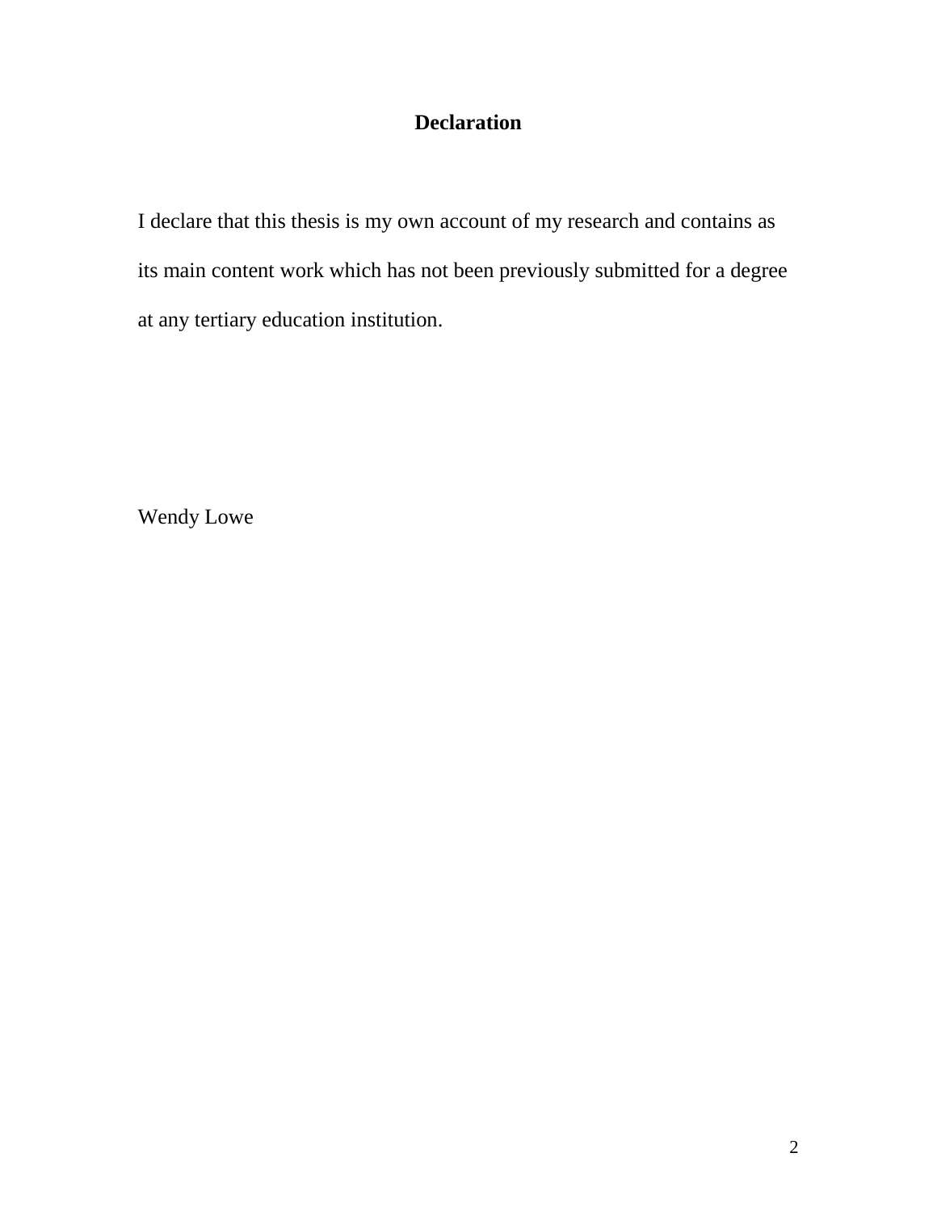# Declaration

I declare that this thesis is my own account of my research and contains as its main content work which has not been previously submitted for a degree at any tertiary education institution.

Wendy Lowe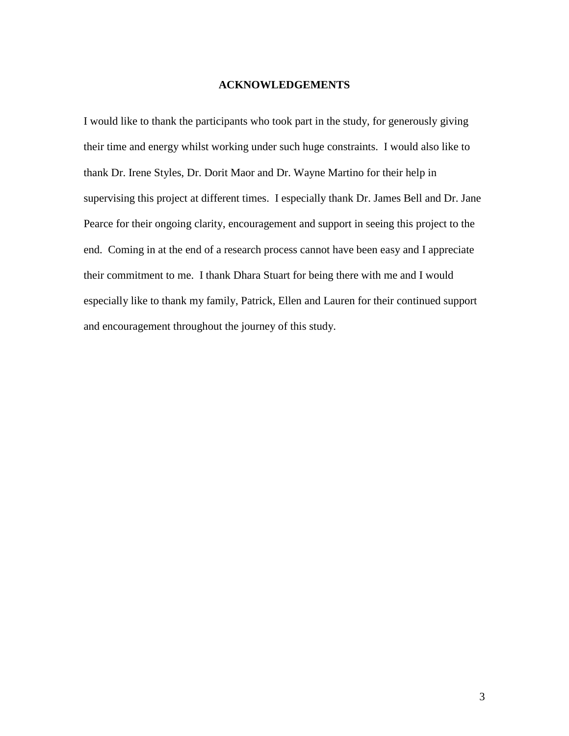## ACKNOWLEDGEMENTS

I would like to thank the participants who took part in the study, for generously giving their time and energy whilst working under such huge constraints. I would also like to thank Dr. Irene Styles, Dr. Dorit Maor and Dr. Wayne Martino for their help in supervising this project at different times. I especially thank Dr. James Bell and Dr. Jane Pearce for their ongoing clarity, encouragement and support in seeing this project to the end. Coming in at the end of a research process cannot have been easy and I appreciate their commitment to me. I thank Dhara Stuart for being there with me and I would especially like to thank my family, Patrick, Ellen and Lauren for their continued support and encouragement throughout the journey of this study.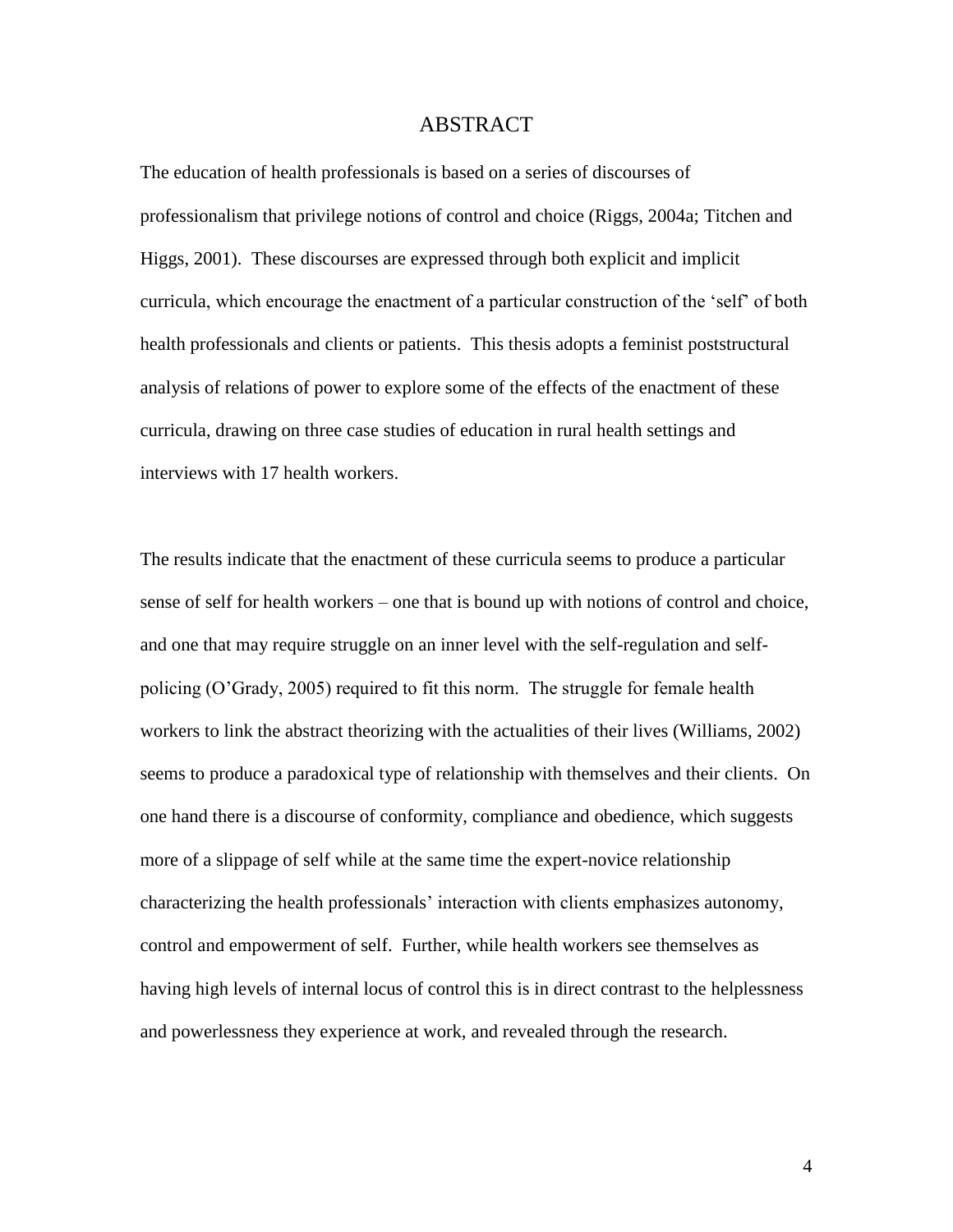# ABSTRACT

The education of health professionals is based on a series of discourses of professionalism that privilege notions of control and choice (Riggs, 2004a; Titchen and Higgs, 2001). These discourses are expressed through both explicit and implicit curricula, which encourage the enactment of a particular construction of the 'self' of both health professionals and clients or patients. This thesis adopts a feminist poststructural analysis of relations of power to explore some of the effects of the enactment of these curricula, drawing on three case studies of education in rural health settings and interviews with 17 health workers.

The results indicate that the enactment of these curricula seems to produce a particular sense of self for health workers – one that is bound up with notions of control and choice, and one that may require struggle on an inner level with the self-regulation and self-policing (O'Grady, 2005) required to fit this norm. The struggle for female health workers to link the abstract theorizing with the actualities of their lives (Williams, 2002) seems to produce a paradoxical type of relationship with themselves and their clients. On one hand there is a discourse of conformity, compliance and obedience, which suggests more of a slippage of self while at the same time the expert-novice relationship characterizing the health professionals' interaction with clients emphasizes autonomy, control and empowerment of self. Further, while health workers see themselves as having high levels of internal locus of control this is in direct contrast to the helplessness and powerlessness they experience at work, and revealed through the research.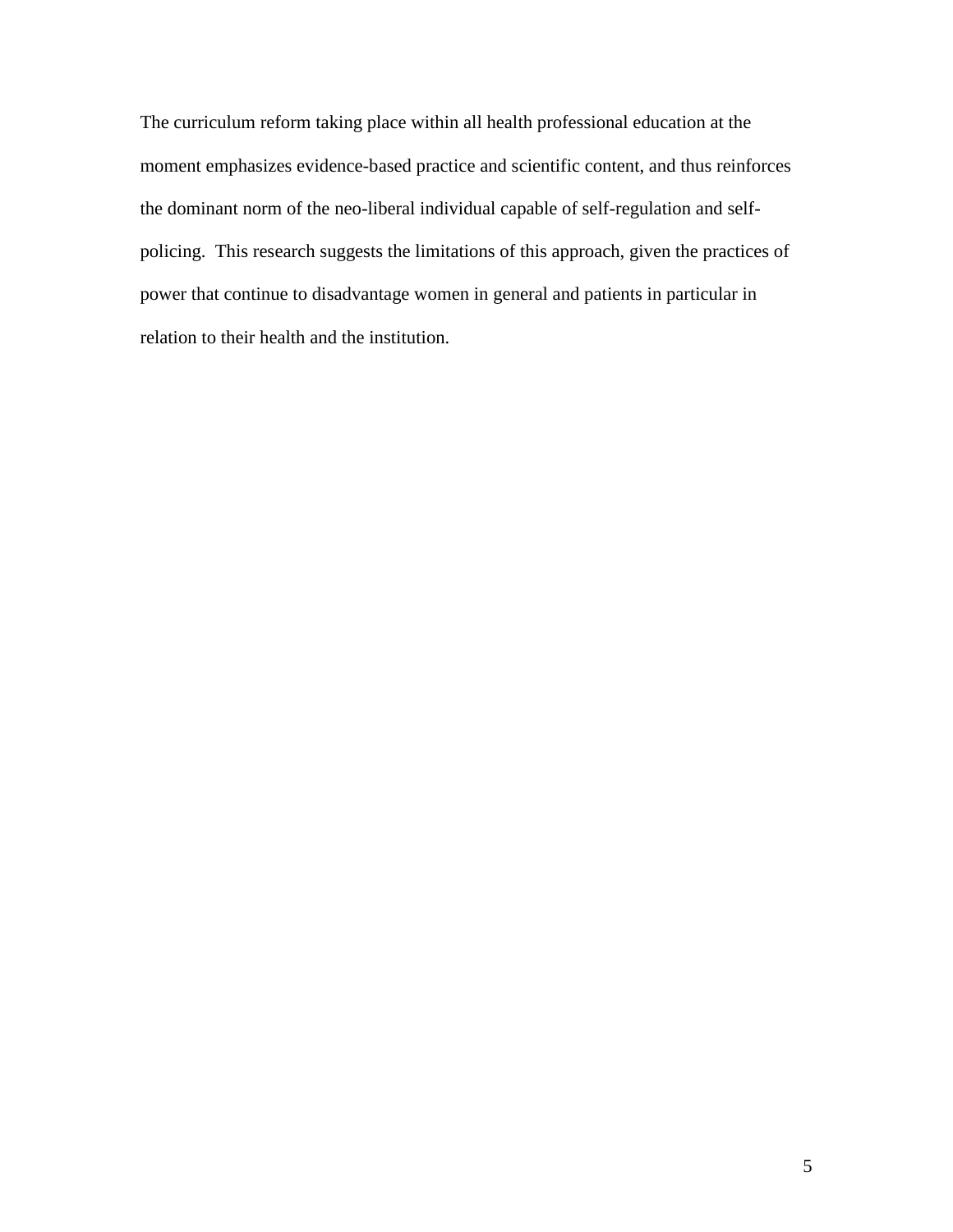The curriculum reform taking place within all health professional education at the moment emphasizes evidence-based practice and scientific content, and thus reinforces the dominant norm of the neo-liberal individual capable of self-regulation and self-policing.  This research suggests the limitations of this approach, given the practices of power that continue to disadvantage women in general and patients in particular in relation to their health and the institution.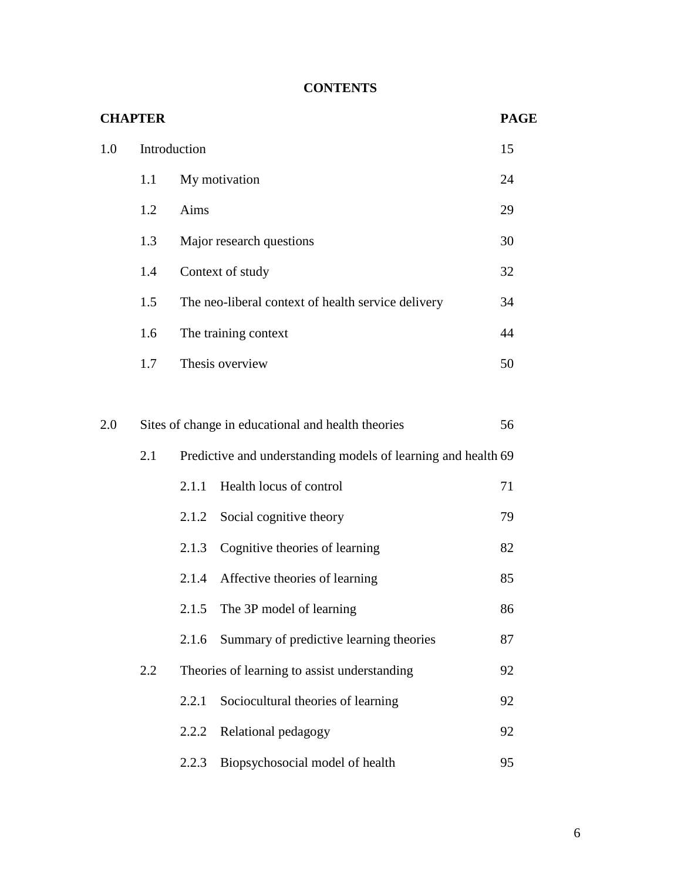**CONTENTS**

| CHAPTER | | | | PAGE |
|---|---|---|---|---|
| 1.0 | Introduction | | | 15 |
| | 1.1 | My motivation | | 24 |
| | 1.2 | Aims | | 29 |
| | 1.3 | Major research questions | | 30 |
| | 1.4 | Context of study | | 32 |
| | 1.5 | The neo-liberal context of health service delivery | | 34 |
| | 1.6 | The training context | | 44 |
| | 1.7 | Thesis overview | | 50 |
| | | | | |
| 2.0 | Sites of change in educational and health theories | | | 56 |
| | 2.1 | Predictive and understanding models of learning and health | | 69 |
| | | 2.1.1 | Health locus of control | 71 |
| | | 2.1.2 | Social cognitive theory | 79 |
| | | 2.1.3 | Cognitive theories of learning | 82 |
| | | 2.1.4 | Affective theories of learning | 85 |
| | | 2.1.5 | The 3P model of learning | 86 |
| | | 2.1.6 | Summary of predictive learning theories | 87 |
| | 2.2 | Theories of learning to assist understanding | | 92 |
| | | 2.2.1 | Sociocultural theories of learning | 92 |
| | | 2.2.2 | Relational pedagogy | 92 |
| | | 2.2.3 | Biopsychosocial model of health | 95 |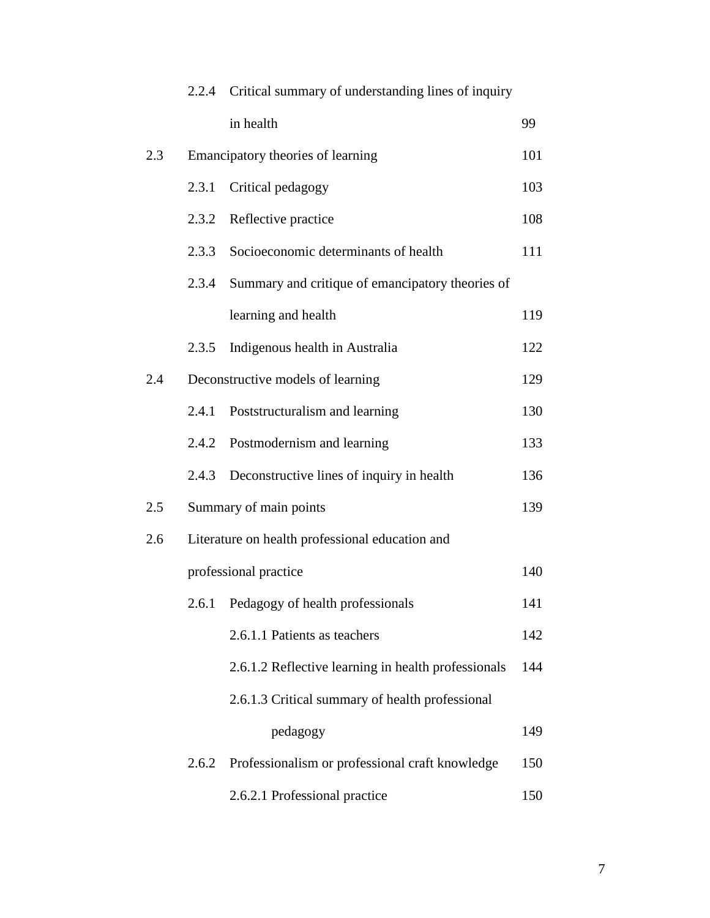| | | | |
|---|---|---|---|
| | 2.2.4 | Critical summary of understanding lines of inquiry in health | 99 |
| 2.3 | | Emancipatory theories of learning | 101 |
| | 2.3.1 | Critical pedagogy | 103 |
| | 2.3.2 | Reflective practice | 108 |
| | 2.3.3 | Socioeconomic determinants of health | 111 |
| | 2.3.4 | Summary and critique of emancipatory theories of learning and health | 119 |
| | 2.3.5 | Indigenous health in Australia | 122 |
| 2.4 | | Deconstructive models of learning | 129 |
| | 2.4.1 | Poststructuralism and learning | 130 |
| | 2.4.2 | Postmodernism and learning | 133 |
| | 2.4.3 | Deconstructive lines of inquiry in health | 136 |
| 2.5 | | Summary of main points | 139 |
| 2.6 | | Literature on health professional education and professional practice | 140 |
| | 2.6.1 | Pedagogy of health professionals | 141 |
| | | 2.6.1.1 Patients as teachers | 142 |
| | | 2.6.1.2 Reflective learning in health professionals | 144 |
| | | 2.6.1.3 Critical summary of health professional pedagogy | 149 |
| | 2.6.2 | Professionalism or professional craft knowledge | 150 |
| | | 2.6.2.1 Professional practice | 150 |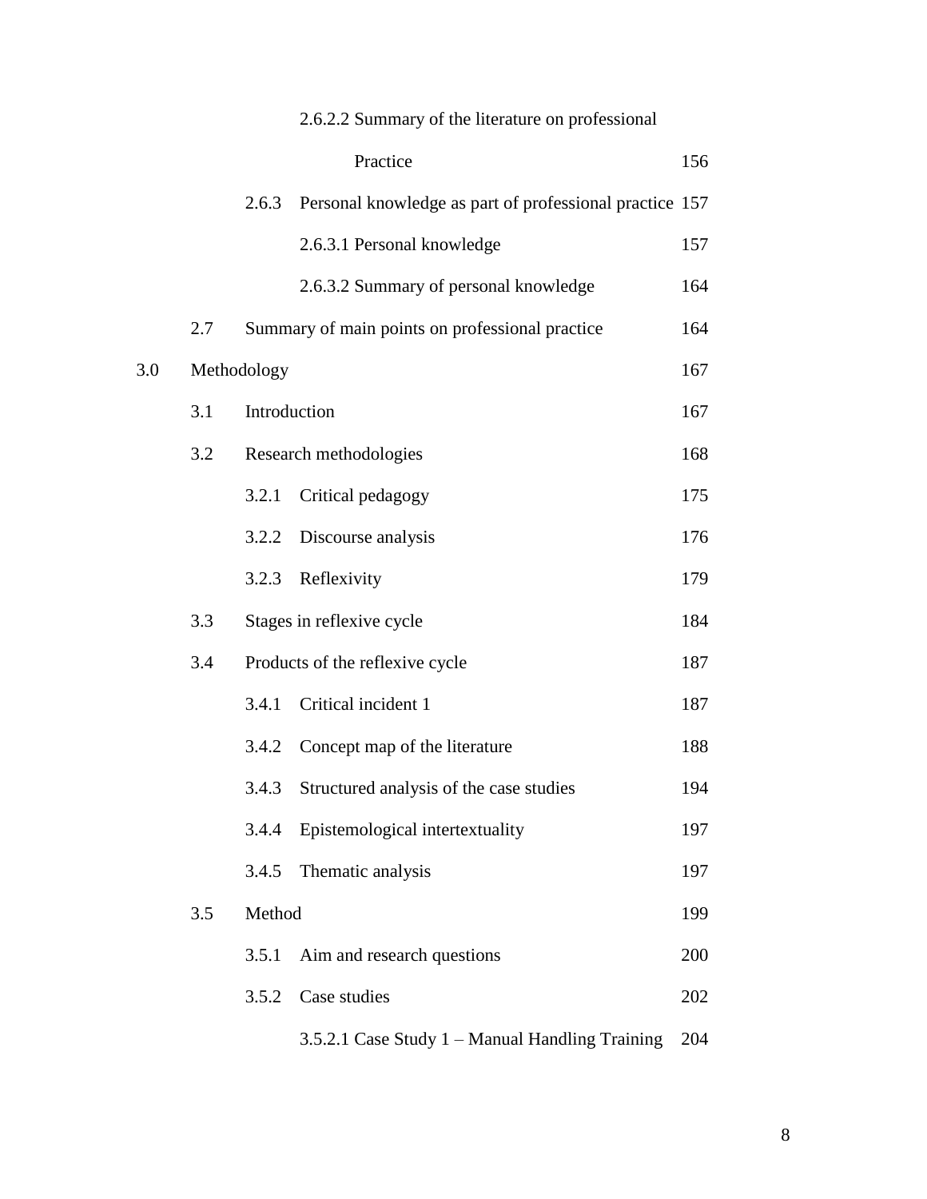| | | | | |
|---|---|---|---|---|
| | | | 2.6.2.2 Summary of the literature on professional Practice | 156 |
| | | 2.6.3 | Personal knowledge as part of professional practice | 157 |
| | | | 2.6.3.1 Personal knowledge | 157 |
| | | | 2.6.3.2 Summary of personal knowledge | 164 |
| | 2.7 | Summary of main points on professional practice | | 164 |
| 3.0 | Methodology | | | 167 |
| | 3.1 | Introduction | | 167 |
| | 3.2 | Research methodologies | | 168 |
| | | 3.2.1 | Critical pedagogy | 175 |
| | | 3.2.2 | Discourse analysis | 176 |
| | | 3.2.3 | Reflexivity | 179 |
| | 3.3 | Stages in reflexive cycle | | 184 |
| | 3.4 | Products of the reflexive cycle | | 187 |
| | | 3.4.1 | Critical incident 1 | 187 |
| | | 3.4.2 | Concept map of the literature | 188 |
| | | 3.4.3 | Structured analysis of the case studies | 194 |
| | | 3.4.4 | Epistemological intertextuality | 197 |
| | | 3.4.5 | Thematic analysis | 197 |
| | 3.5 | Method | | 199 |
| | | 3.5.1 | Aim and research questions | 200 |
| | | 3.5.2 | Case studies | 202 |
| | | | 3.5.2.1 Case Study 1 – Manual Handling Training | 204 |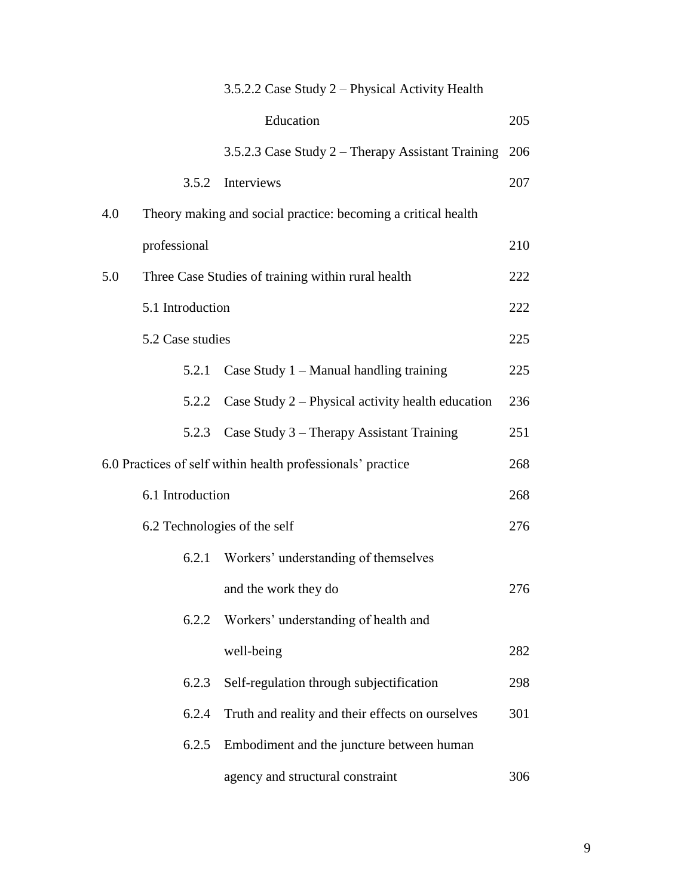3.5.2.2 Case Study 2 – Physical Activity Health Education 205

3.5.2.3 Case Study 2 – Therapy Assistant Training 206

3.5.2 Interviews 207

4.0 Theory making and social practice: becoming a critical health professional 210

5.0 Three Case Studies of training within rural health 222

5.1 Introduction 222

5.2 Case studies 225

5.2.1 Case Study 1 – Manual handling training 225

5.2.2 Case Study 2 – Physical activity health education 236

5.2.3 Case Study 3 – Therapy Assistant Training 251

6.0 Practices of self within health professionals' practice 268

6.1 Introduction 268

6.2 Technologies of the self 276

6.2.1 Workers' understanding of themselves and the work they do 276

6.2.2 Workers' understanding of health and well-being 282

6.2.3 Self-regulation through subjectification 298

6.2.4 Truth and reality and their effects on ourselves 301

6.2.5 Embodiment and the juncture between human agency and structural constraint 306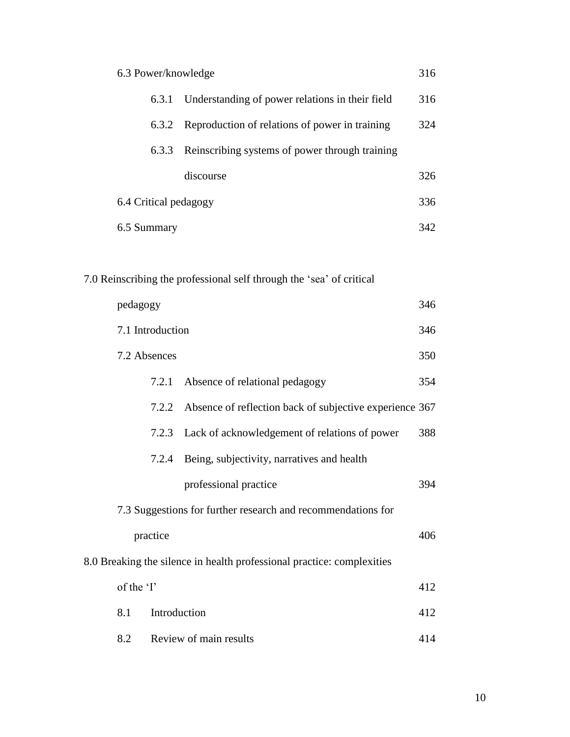6.3 Power/knowledge 316

- 6.3.1 Understanding of power relations in their field 316
- 6.3.2 Reproduction of relations of power in training 324
- 6.3.3 Reinscribing systems of power through training discourse 326

6.4 Critical pedagogy 336

6.5 Summary 342

7.0 Reinscribing the professional self through the 'sea' of critical pedagogy 346

7.1 Introduction 346

7.2 Absences 350

- 7.2.1 Absence of relational pedagogy 354
- 7.2.2 Absence of reflection back of subjective experience 367
- 7.2.3 Lack of acknowledgement of relations of power 388
- 7.2.4 Being, subjectivity, narratives and health professional practice 394

7.3 Suggestions for further research and recommendations for practice 406

8.0 Breaking the silence in health professional practice: complexities of the 'I' 412

8.1 Introduction 412

8.2 Review of main results 414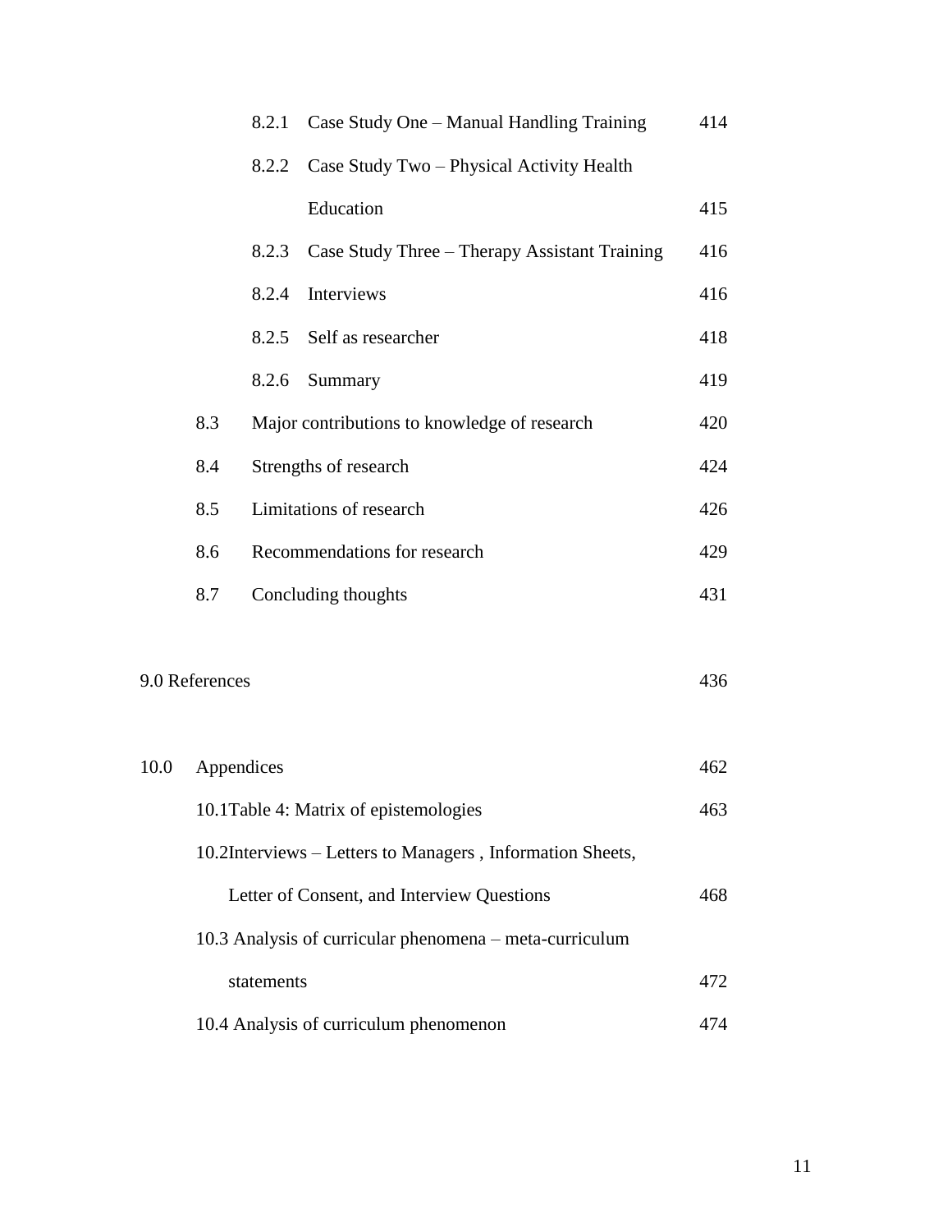| | | |
|---|---|---|
| 8.2.1 | Case Study One – Manual Handling Training | 414 |
| 8.2.2 | Case Study Two – Physical Activity Health Education | 415 |
| 8.2.3 | Case Study Three – Therapy Assistant Training | 416 |
| 8.2.4 | Interviews | 416 |
| 8.2.5 | Self as researcher | 418 |
| 8.2.6 | Summary | 419 |
| 8.3 | Major contributions to knowledge of research | 420 |
| 8.4 | Strengths of research | 424 |
| 8.5 | Limitations of research | 426 |
| 8.6 | Recommendations for research | 429 |
| 8.7 | Concluding thoughts | 431 |
| 9.0 | References | 436 |
| 10.0 | Appendices | 462 |
| 10.1 | Table 4: Matrix of epistemologies | 463 |
| 10.2 | Interviews – Letters to Managers , Information Sheets, Letter of Consent, and Interview Questions | 468 |
| 10.3 | Analysis of curricular phenomena – meta-curriculum statements | 472 |
| 10.4 | Analysis of curriculum phenomenon | 474 |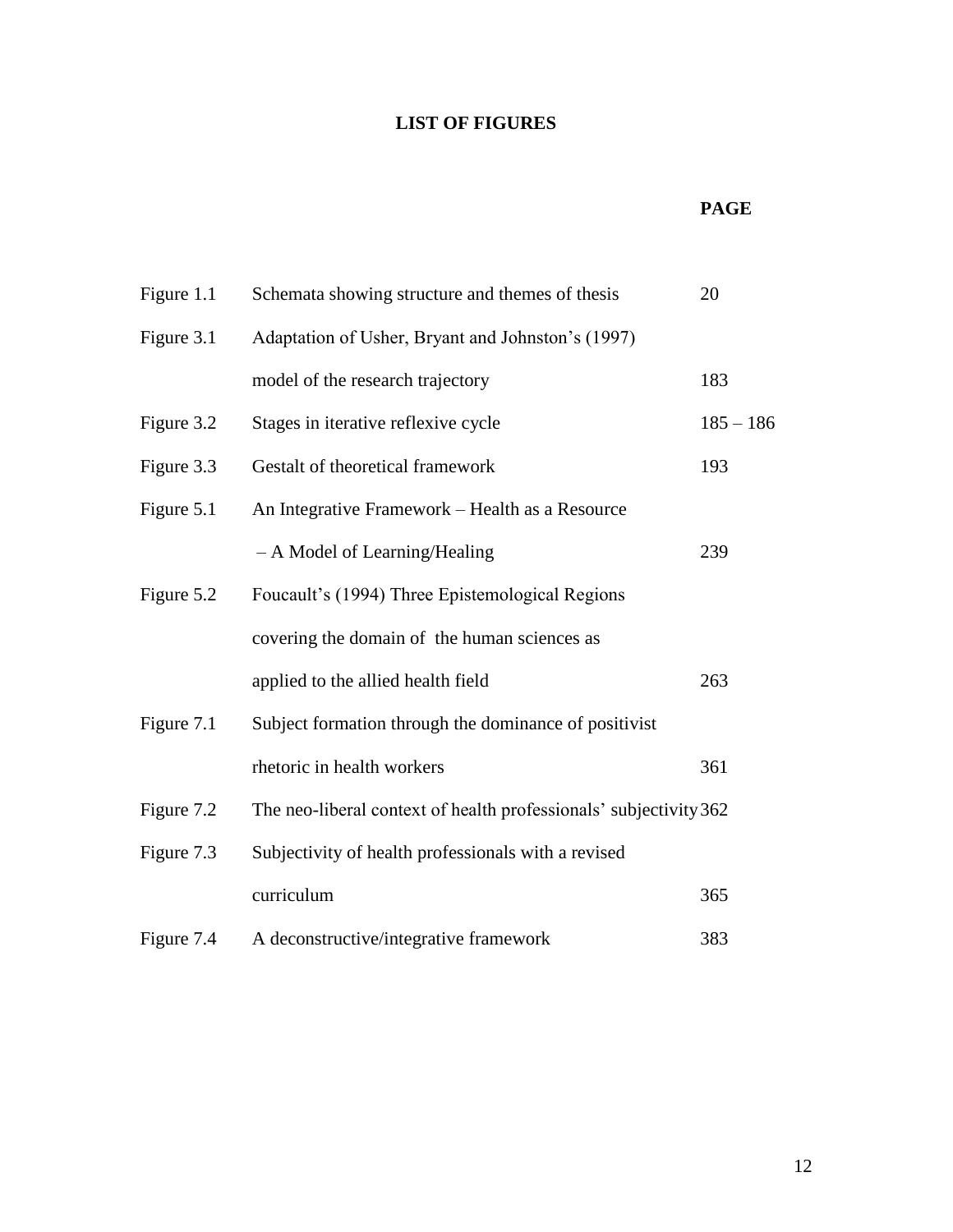# LIST OF FIGURES

| | | PAGE |
|---|---|---|
| Figure 1.1 | Schemata showing structure and themes of thesis | 20 |
| Figure 3.1 | Adaptation of Usher, Bryant and Johnston's (1997) model of the research trajectory | 183 |
| Figure 3.2 | Stages in iterative reflexive cycle | 185 – 186 |
| Figure 3.3 | Gestalt of theoretical framework | 193 |
| Figure 5.1 | An Integrative Framework – Health as a Resource – A Model of Learning/Healing | 239 |
| Figure 5.2 | Foucault's (1994) Three Epistemological Regions covering the domain of the human sciences as applied to the allied health field | 263 |
| Figure 7.1 | Subject formation through the dominance of positivist rhetoric in health workers | 361 |
| Figure 7.2 | The neo-liberal context of health professionals' subjectivity | 362 |
| Figure 7.3 | Subjectivity of health professionals with a revised curriculum | 365 |
| Figure 7.4 | A deconstructive/integrative framework | 383 |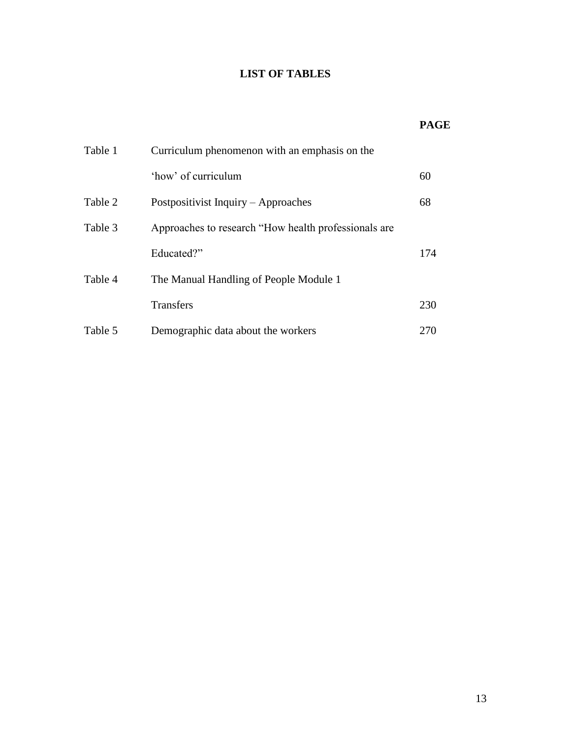# LIST OF TABLES

| | | PAGE |
|---|---|---|
| Table 1 | Curriculum phenomenon with an emphasis on the 'how' of curriculum | 60 |
| Table 2 | Postpositivist Inquiry – Approaches | 68 |
| Table 3 | Approaches to research "How health professionals are Educated?" | 174 |
| Table 4 | The Manual Handling of People Module 1 Transfers | 230 |
| Table 5 | Demographic data about the workers | 270 |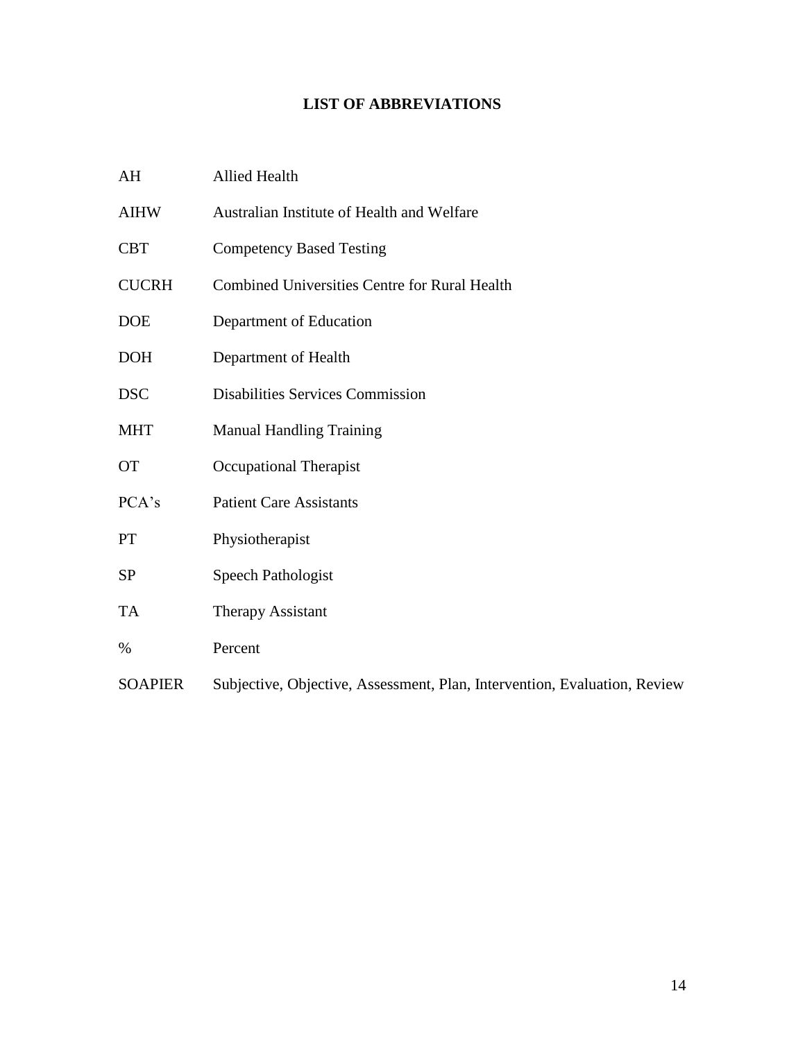# LIST OF ABBREVIATIONS

| | |
|---|---|
| AH | Allied Health |
| AIHW | Australian Institute of Health and Welfare |
| CBT | Competency Based Testing |
| CUCRH | Combined Universities Centre for Rural Health |
| DOE | Department of Education |
| DOH | Department of Health |
| DSC | Disabilities Services Commission |
| MHT | Manual Handling Training |
| OT | Occupational Therapist |
| PCA's | Patient Care Assistants |
| PT | Physiotherapist |
| SP | Speech Pathologist |
| TA | Therapy Assistant |
| % | Percent |
| SOAPIER | Subjective, Objective, Assessment, Plan, Intervention, Evaluation, Review |